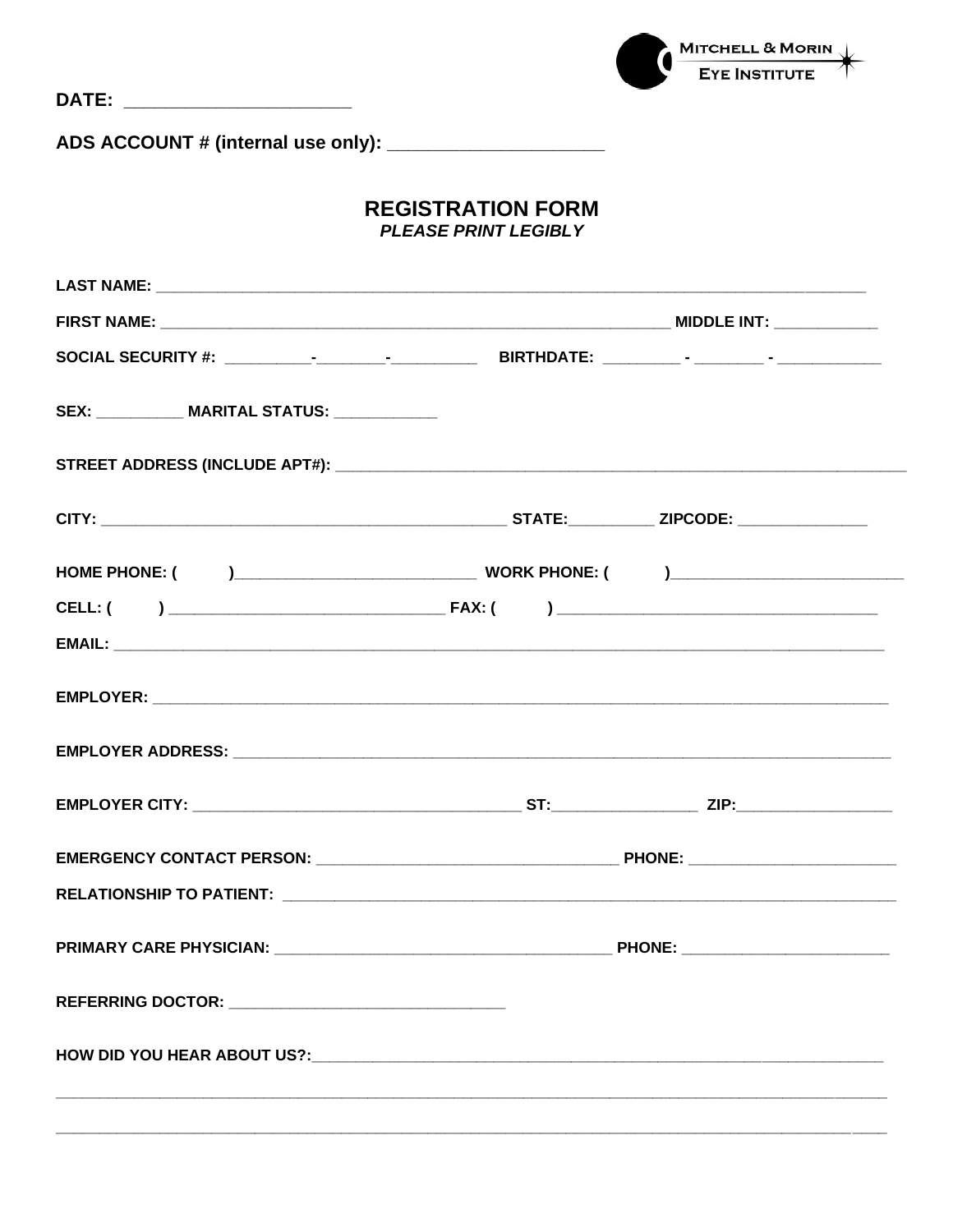MITCHELL & MORIN EYE INSTITUTE

**DATE:** ______________________

**ADS ACCOUNT # (internal use only):** ____________________

## REGISTRATION FORM

***PLEASE PRINT LEGIBLY***

**LAST NAME:** ___________________________________________________________________________

**FIRST NAME:** ______________________________________________________ **MIDDLE INT:** ___________

**SOCIAL SECURITY #:** __________-________-__________ **BIRTHDATE:** _________ - ________ - ____________

**SEX:** __________ **MARITAL STATUS:** ____________

**STREET ADDRESS (INCLUDE APT#):** ____________________________________________________________

**CITY:** ___________________________________________ **STATE:**__________ **ZIPCODE:** _______________

**HOME PHONE: (        )**___________________________ **WORK PHONE: (        )**___________________________

**CELL: (        )** ________________________________ **FAX: (        )** _____________________________________

**EMAIL:** _____________________________________________________________________________________

**EMPLOYER:** __________________________________________________________________________________

**EMPLOYER ADDRESS:** __________________________________________________________________________

**EMPLOYER CITY:** ____________________________________ **ST:**_________________ **ZIP:**__________________

**EMERGENCY CONTACT PERSON:** ___________________________________ **PHONE:** ________________________

**RELATIONSHIP TO PATIENT:** ______________________________________________________________________

**PRIMARY CARE PHYSICIAN:** ______________________________________ **PHONE:** ________________________

**REFERRING DOCTOR:** ________________________________

**HOW DID YOU HEAR ABOUT US?:**_________________________________________________________________

_____________________________________________________________________________________________

_____________________________________________________________________________________________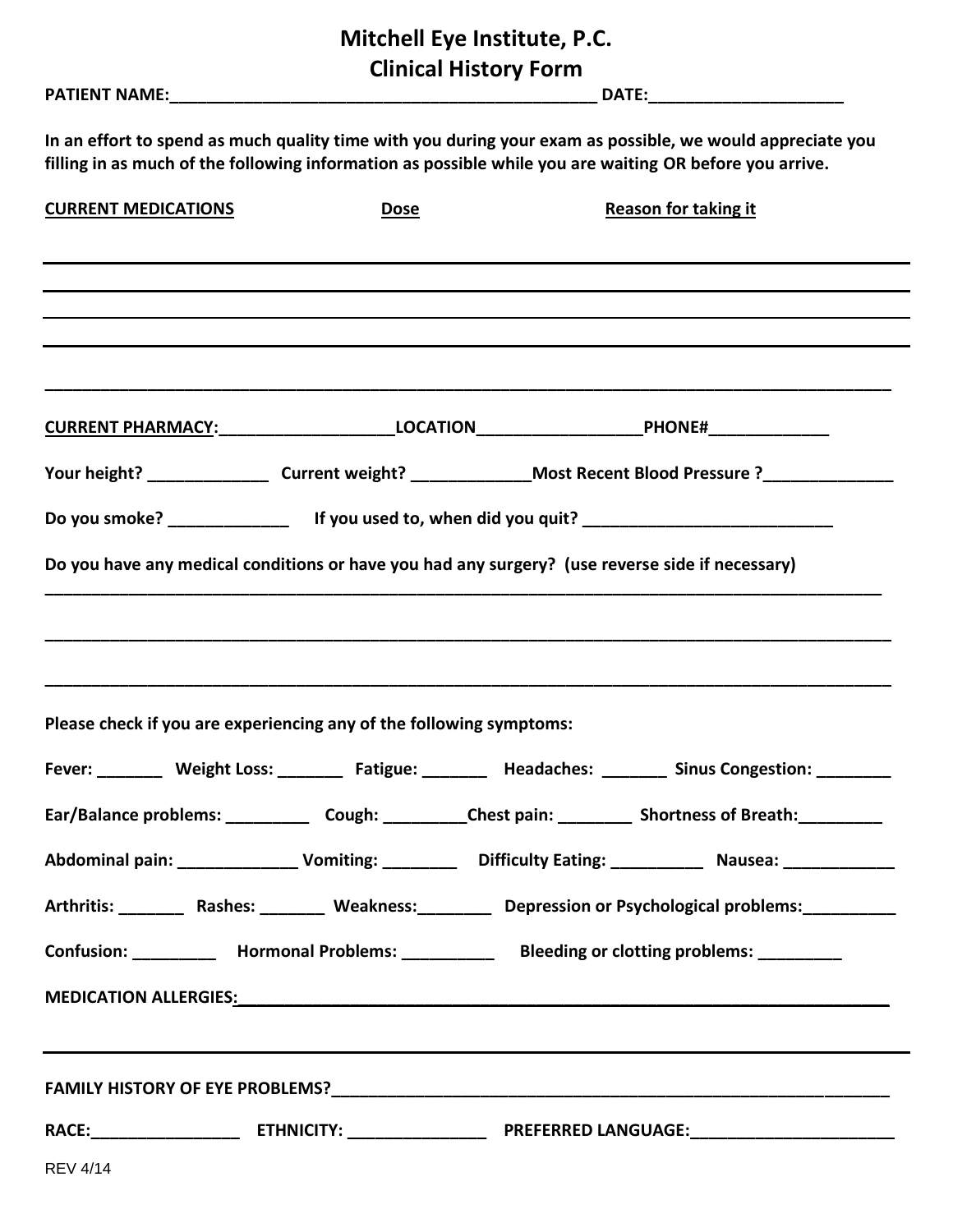# Mitchell Eye Institute, P.C.
## Clinical History Form

**PATIENT NAME:**_______________________________________________ **DATE:**____________________

**In an effort to spend as much quality time with you during your exam as possible, we would appreciate you filling in as much of the following information as possible while you are waiting OR before you arrive.**

| **CURRENT MEDICATIONS** | **Dose** | **Reason for taking it** |
|---|---|---|
| | | |
| | | |
| | | |
| | | |
| | | |

**CURRENT PHARMACY:**___________________**LOCATION**_________________**PHONE#**_____________

**Your height?** _____________ **Current weight?** _____________**Most Recent Blood Pressure ?**______________

**Do you smoke?** _____________ **If you used to, when did you quit?** ___________________________

**Do you have any medical conditions or have you had any surgery? (use reverse side if necessary)**

_____________________________________________________________________________________________

_____________________________________________________________________________________________

_____________________________________________________________________________________________

**Please check if you are experiencing any of the following symptoms:**

**Fever:** _______ **Weight Loss:** _______ **Fatigue:** _______ **Headaches:** _______ **Sinus Congestion:** ________

**Ear/Balance problems:** _________ **Cough:** _________**Chest pain:** ________ **Shortness of Breath:**_________

**Abdominal pain:** _____________ **Vomiting:** ________ **Difficulty Eating:** __________ **Nausea:** ____________

**Arthritis:** _______ **Rashes:** _______ **Weakness:**________ **Depression or Psychological problems:**__________

**Confusion:** _________ **Hormonal Problems:** __________ **Bleeding or clotting problems:** _________

**MEDICATION ALLERGIES:**________________________________________________________________________

_____________________________________________________________________________________________

**FAMILY HISTORY OF EYE PROBLEMS?**______________________________________________________________

**RACE:**________________ **ETHNICITY:** _______________ **PREFERRED LANGUAGE:**______________________

REV 4/14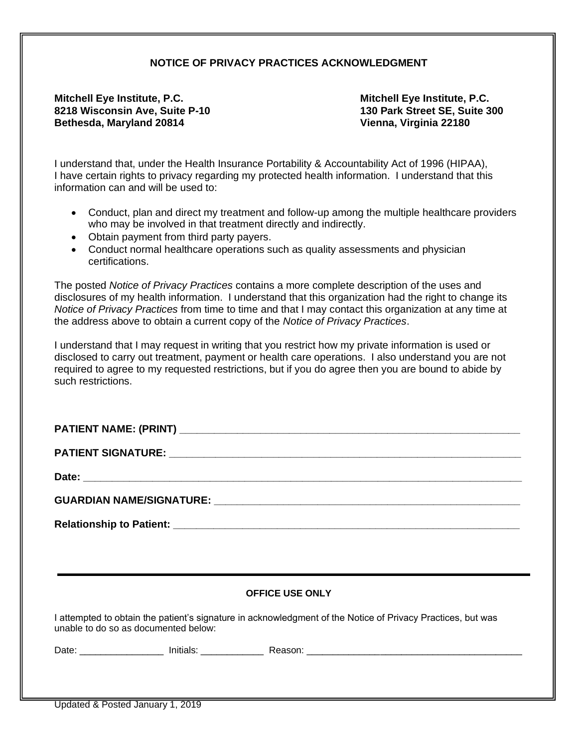## NOTICE OF PRIVACY PRACTICES ACKNOWLEDGMENT

**Mitchell Eye Institute, P.C.**
**8218 Wisconsin Ave, Suite P-10**
**Bethesda, Maryland 20814**

**Mitchell Eye Institute, P.C.**
**130 Park Street SE, Suite 300**
**Vienna, Virginia 22180**

I understand that, under the Health Insurance Portability & Accountability Act of 1996 (HIPAA), I have certain rights to privacy regarding my protected health information. I understand that this information can and will be used to:

- Conduct, plan and direct my treatment and follow-up among the multiple healthcare providers who may be involved in that treatment directly and indirectly.
- Obtain payment from third party payers.
- Conduct normal healthcare operations such as quality assessments and physician certifications.

The posted *Notice of Privacy Practices* contains a more complete description of the uses and disclosures of my health information. I understand that this organization had the right to change its *Notice of Privacy Practices* from time to time and that I may contact this organization at any time at the address above to obtain a current copy of the *Notice of Privacy Practices*.

I understand that I may request in writing that you restrict how my private information is used or disclosed to carry out treatment, payment or health care operations. I also understand you are not required to agree to my requested restrictions, but if you do agree then you are bound to abide by such restrictions.

**PATIENT NAME: (PRINT)** ______________________________________________

**PATIENT SIGNATURE:** ______________________________________________

**Date:** ______________________________________________

**GUARDIAN NAME/SIGNATURE:** ______________________________________________

**Relationship to Patient:** ______________________________________________

---

**OFFICE USE ONLY**

I attempted to obtain the patient's signature in acknowledgment of the Notice of Privacy Practices, but was unable to do so as documented below:

Date: ________________ Initials: ____________ Reason: __________________________________________

Updated & Posted January 1, 2019